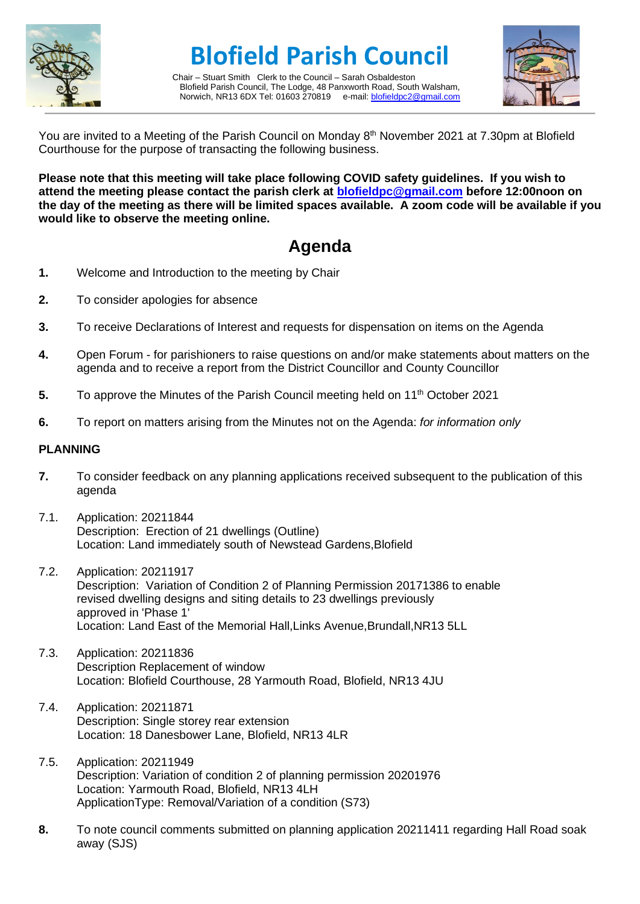# Blofield Parish Council

Chair – Stuart Smith Clerk to the Council – Sarah Osbaldeston
Blofield Parish Council, The Lodge, 48 Panxworth Road, South Walsham, Norwich, NR13 6DX Tel: 01603 270819 e-mail: blofieldpc2@gmail.com

You are invited to a Meeting of the Parish Council on Monday 8th November 2021 at 7.30pm at Blofield Courthouse for the purpose of transacting the following business.

**Please note that this meeting will take place following COVID safety guidelines. If you wish to attend the meeting please contact the parish clerk at blofieldpc@gmail.com before 12:00noon on the day of the meeting as there will be limited spaces available. A zoom code will be available if you would like to observe the meeting online.**

## Agenda

**1.** Welcome and Introduction to the meeting by Chair

**2.** To consider apologies for absence

**3.** To receive Declarations of Interest and requests for dispensation on items on the Agenda

**4.** Open Forum - for parishioners to raise questions on and/or make statements about matters on the agenda and to receive a report from the District Councillor and County Councillor

**5.** To approve the Minutes of the Parish Council meeting held on 11th October 2021

**6.** To report on matters arising from the Minutes not on the Agenda: *for information only*

### PLANNING

**7.** To consider feedback on any planning applications received subsequent to the publication of this agenda

7.1. Application: 20211844
Description: Erection of 21 dwellings (Outline)
Location: Land immediately south of Newstead Gardens,Blofield

7.2. Application: 20211917
Description: Variation of Condition 2 of Planning Permission 20171386 to enable revised dwelling designs and siting details to 23 dwellings previously approved in 'Phase 1'
Location: Land East of the Memorial Hall,Links Avenue,Brundall,NR13 5LL

7.3. Application: 20211836
Description Replacement of window
Location: Blofield Courthouse, 28 Yarmouth Road, Blofield, NR13 4JU

7.4. Application: 20211871
Description: Single storey rear extension
Location: 18 Danesbower Lane, Blofield, NR13 4LR

7.5. Application: 20211949
Description: Variation of condition 2 of planning permission 20201976
Location: Yarmouth Road, Blofield, NR13 4LH
ApplicationType: Removal/Variation of a condition (S73)

**8.** To note council comments submitted on planning application 20211411 regarding Hall Road soak away (SJS)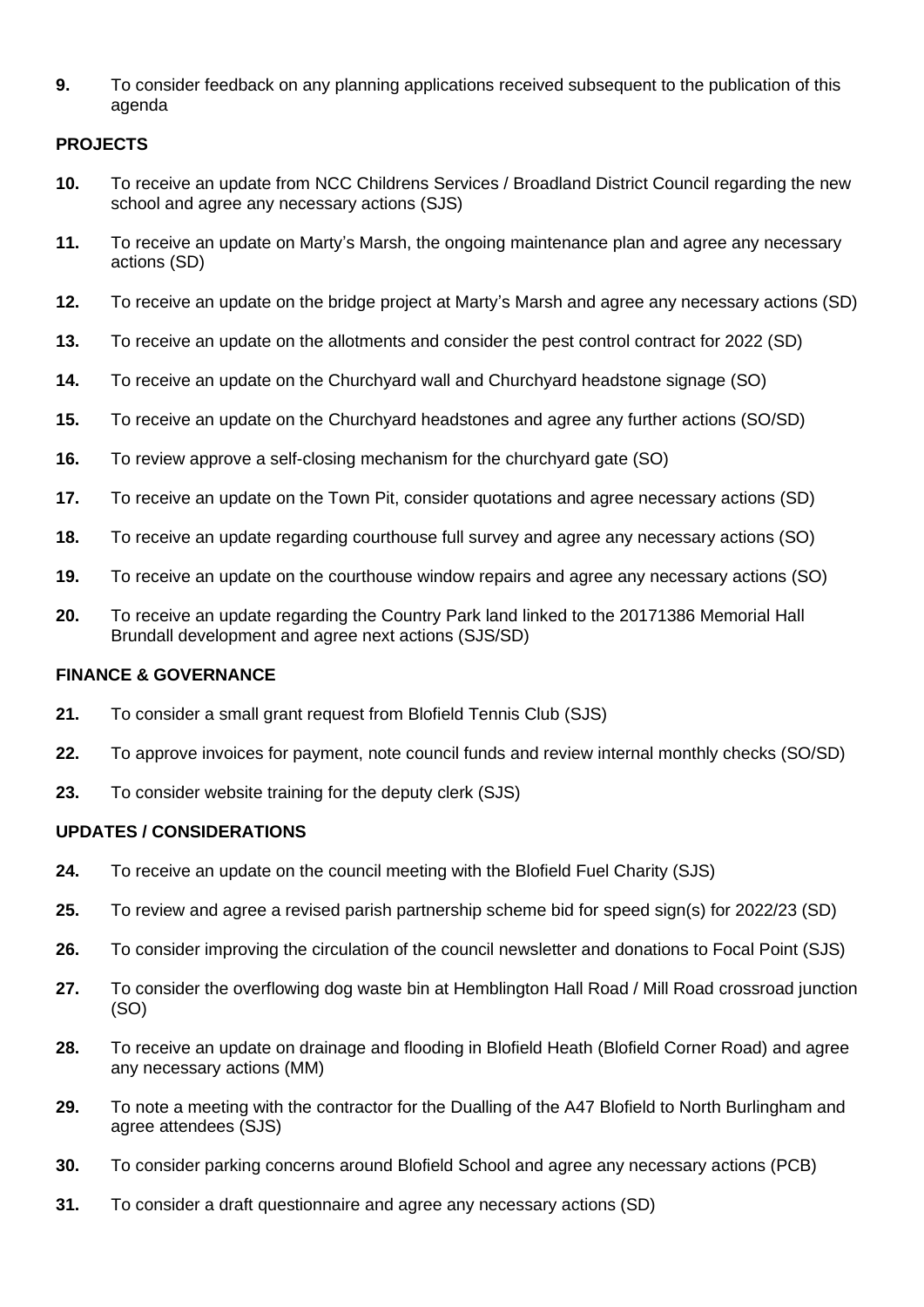**9.** To consider feedback on any planning applications received subsequent to the publication of this agenda

**PROJECTS**

**10.** To receive an update from NCC Childrens Services / Broadland District Council regarding the new school and agree any necessary actions (SJS)

**11.** To receive an update on Marty's Marsh, the ongoing maintenance plan and agree any necessary actions (SD)

**12.** To receive an update on the bridge project at Marty's Marsh and agree any necessary actions (SD)

**13.** To receive an update on the allotments and consider the pest control contract for 2022 (SD)

**14.** To receive an update on the Churchyard wall and Churchyard headstone signage (SO)

**15.** To receive an update on the Churchyard headstones and agree any further actions (SO/SD)

**16.** To review approve a self-closing mechanism for the churchyard gate (SO)

**17.** To receive an update on the Town Pit, consider quotations and agree necessary actions (SD)

**18.** To receive an update regarding courthouse full survey and agree any necessary actions (SO)

**19.** To receive an update on the courthouse window repairs and agree any necessary actions (SO)

**20.** To receive an update regarding the Country Park land linked to the 20171386 Memorial Hall Brundall development and agree next actions (SJS/SD)

**FINANCE & GOVERNANCE**

**21.** To consider a small grant request from Blofield Tennis Club (SJS)

**22.** To approve invoices for payment, note council funds and review internal monthly checks (SO/SD)

**23.** To consider website training for the deputy clerk (SJS)

**UPDATES / CONSIDERATIONS**

**24.** To receive an update on the council meeting with the Blofield Fuel Charity (SJS)

**25.** To review and agree a revised parish partnership scheme bid for speed sign(s) for 2022/23 (SD)

**26.** To consider improving the circulation of the council newsletter and donations to Focal Point (SJS)

**27.** To consider the overflowing dog waste bin at Hemblington Hall Road / Mill Road crossroad junction (SO)

**28.** To receive an update on drainage and flooding in Blofield Heath (Blofield Corner Road) and agree any necessary actions (MM)

**29.** To note a meeting with the contractor for the Dualling of the A47 Blofield to North Burlingham and agree attendees (SJS)

**30.** To consider parking concerns around Blofield School and agree any necessary actions (PCB)

**31.** To consider a draft questionnaire and agree any necessary actions (SD)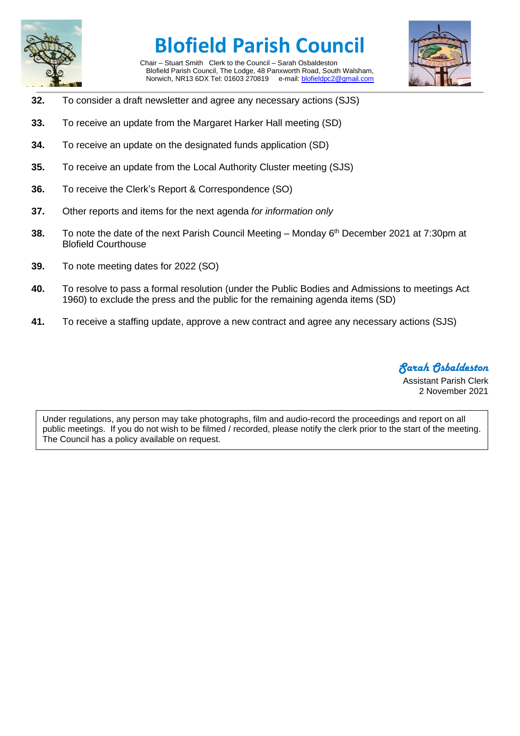# Blofield Parish Council

Chair – Stuart Smith   Clerk to the Council – Sarah Osbaldeston
Blofield Parish Council, The Lodge, 48 Panxworth Road, South Walsham,
Norwich, NR13 6DX Tel: 01603 270819   e-mail: blofieldpc2@gmail.com

**32.** To consider a draft newsletter and agree any necessary actions (SJS)

**33.** To receive an update from the Margaret Harker Hall meeting (SD)

**34.** To receive an update on the designated funds application (SD)

**35.** To receive an update from the Local Authority Cluster meeting (SJS)

**36.** To receive the Clerk's Report & Correspondence (SO)

**37.** Other reports and items for the next agenda *for information only*

**38.** To note the date of the next Parish Council Meeting – Monday 6th December 2021 at 7:30pm at Blofield Courthouse

**39.** To note meeting dates for 2022 (SO)

**40.** To resolve to pass a formal resolution (under the Public Bodies and Admissions to meetings Act 1960) to exclude the press and the public for the remaining agenda items (SD)

**41.** To receive a staffing update, approve a new contract and agree any necessary actions (SJS)

*Sarah Osbaldeston*
Assistant Parish Clerk
2 November 2021

Under regulations, any person may take photographs, film and audio-record the proceedings and report on all public meetings. If you do not wish to be filmed / recorded, please notify the clerk prior to the start of the meeting. The Council has a policy available on request.